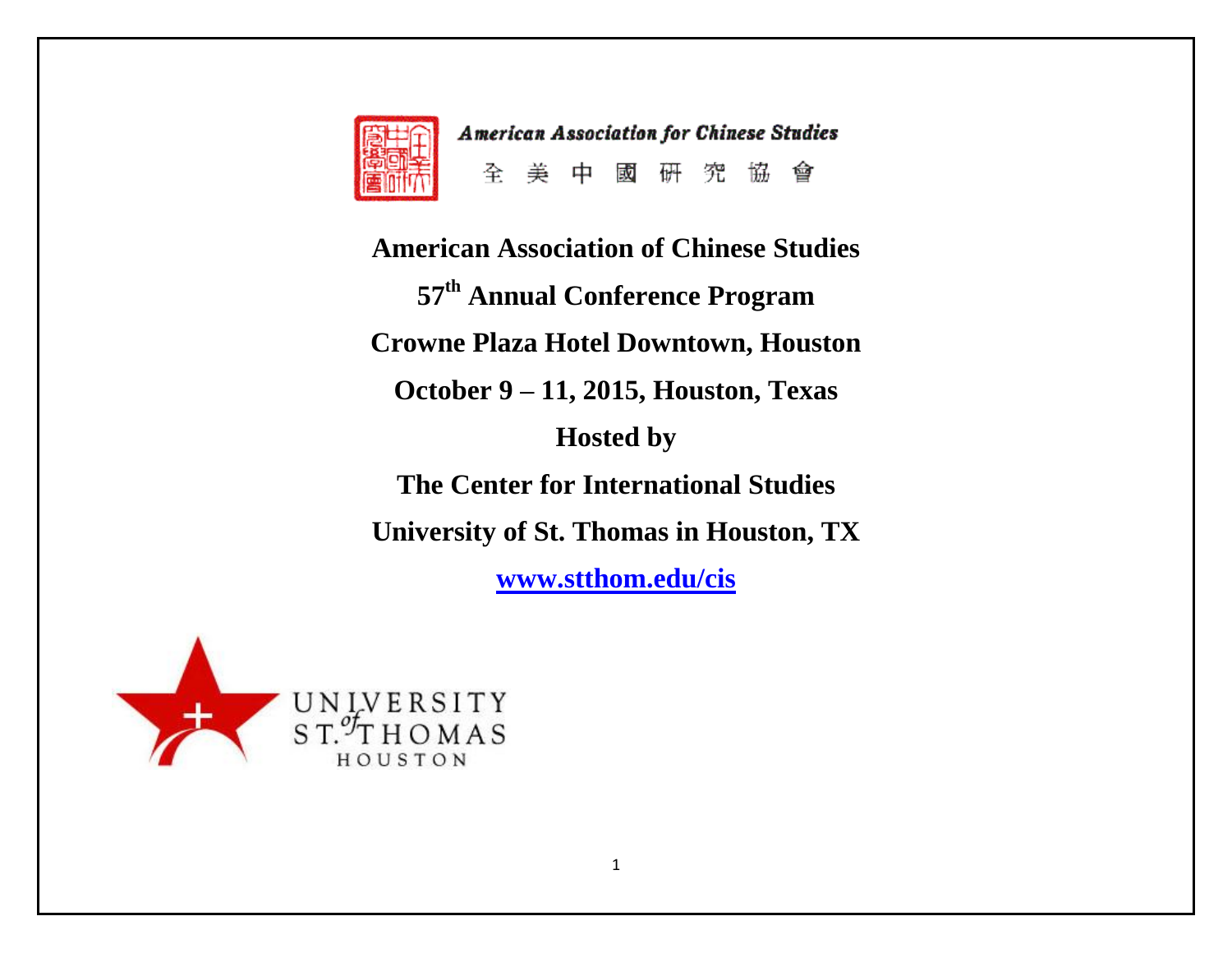American Association for Chinese Studies

全 美 中 國 研 究 協 會

# American Association of Chinese Studies

## 57th Annual Conference Program

**Crowne Plaza Hotel Downtown, Houston**

**October 9 – 11, 2015, Houston, Texas**

**Hosted by**

**The Center for International Studies**

**University of St. Thomas in Houston, TX**

**[www.stthom.edu/cis](www.stthom.edu/cis)**

UNIVERSITY of ST. THOMAS HOUSTON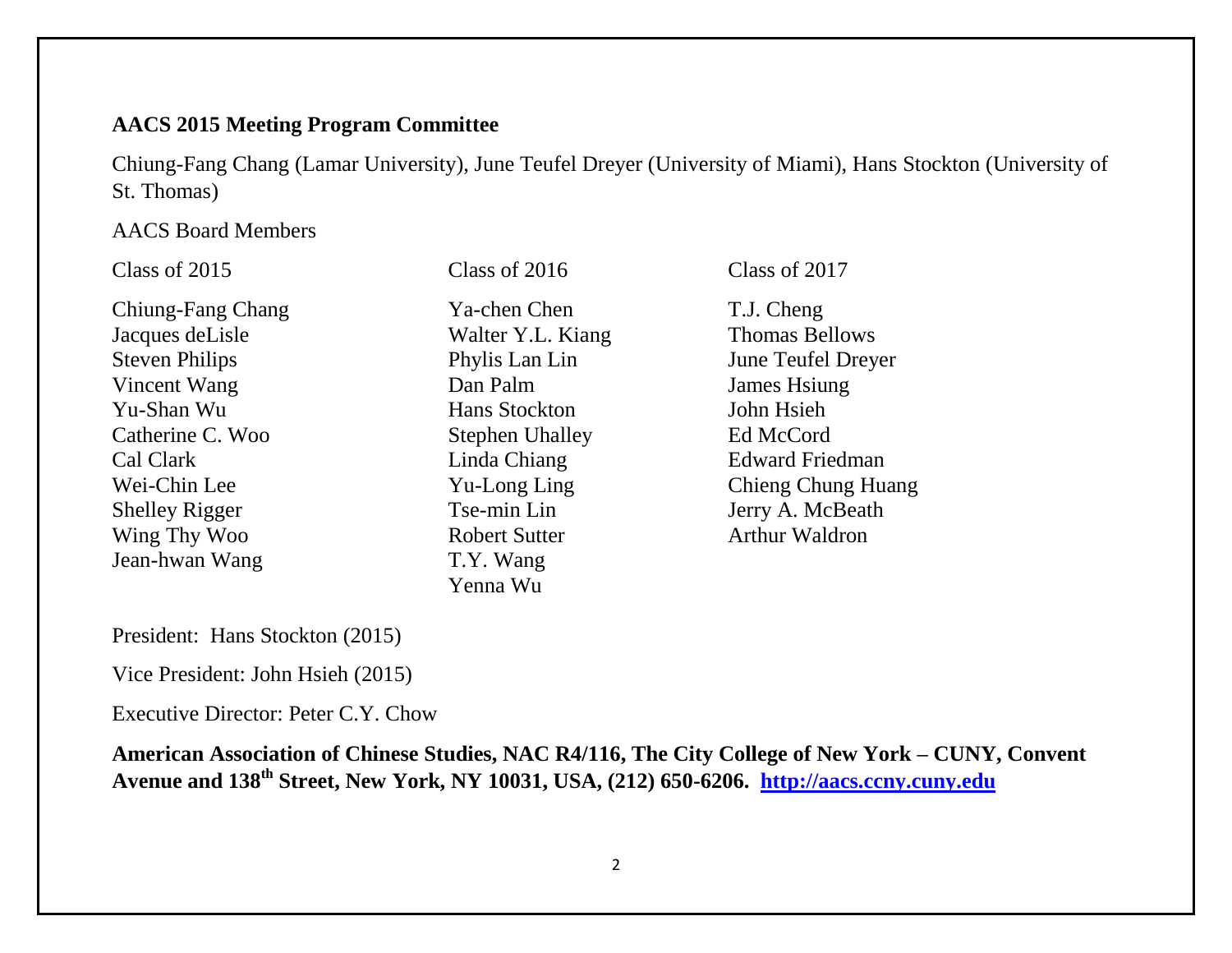**AACS 2015 Meeting Program Committee**

Chiung-Fang Chang (Lamar University), June Teufel Dreyer (University of Miami), Hans Stockton (University of St. Thomas)

AACS Board Members

| Class of 2015 | Class of 2016 | Class of 2017 |
|---|---|---|
| Chiung-Fang Chang | Ya-chen Chen | T.J. Cheng |
| Jacques deLisle | Walter Y.L. Kiang | Thomas Bellows |
| Steven Philips | Phylis Lan Lin | June Teufel Dreyer |
| Vincent Wang | Dan Palm | James Hsiung |
| Yu-Shan Wu | Hans Stockton | John Hsieh |
| Catherine C. Woo | Stephen Uhalley | Ed McCord |
| Cal Clark | Linda Chiang | Edward Friedman |
| Wei-Chin Lee | Yu-Long Ling | Chieng Chung Huang |
| Shelley Rigger | Tse-min Lin | Jerry A. McBeath |
| Wing Thy Woo | Robert Sutter | Arthur Waldron |
| Jean-hwan Wang | T.Y. Wang | |
| | Yenna Wu | |

President: Hans Stockton (2015)

Vice President: John Hsieh (2015)

Executive Director: Peter C.Y. Chow

**American Association of Chinese Studies, NAC R4/116, The City College of New York – CUNY, Convent Avenue and 138th Street, New York, NY 10031, USA, (212) 650-6206. http://aacs.ccny.cuny.edu**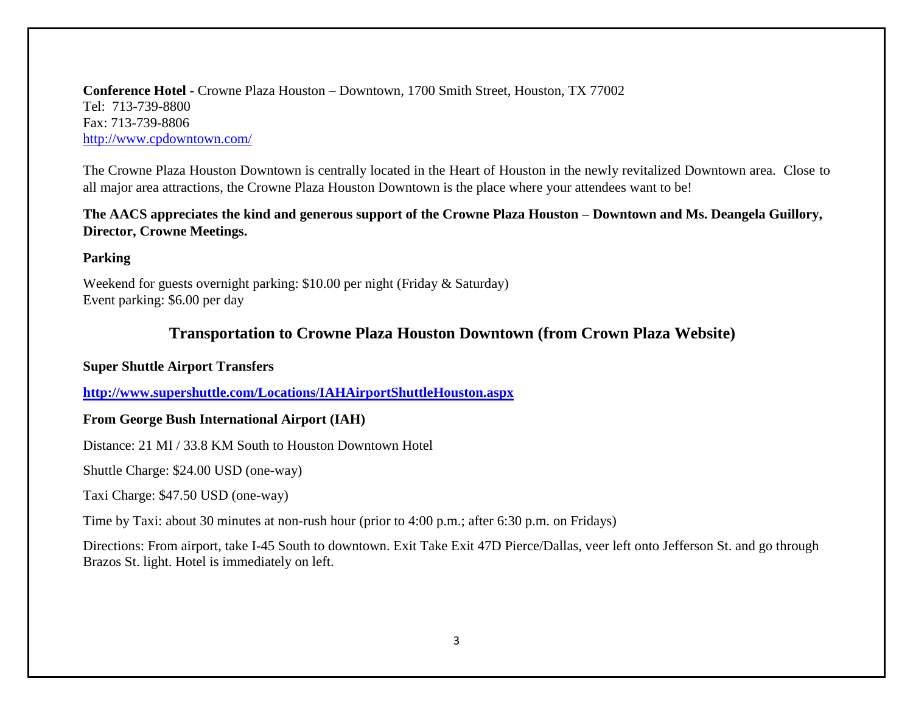**Conference Hotel -** Crowne Plaza Houston – Downtown, 1700 Smith Street, Houston, TX 77002
Tel: 713-739-8800
Fax: 713-739-8806
http://www.cpdowntown.com/

The Crowne Plaza Houston Downtown is centrally located in the Heart of Houston in the newly revitalized Downtown area. Close to all major area attractions, the Crowne Plaza Houston Downtown is the place where your attendees want to be!

**The AACS appreciates the kind and generous support of the Crowne Plaza Houston – Downtown and Ms. Deangela Guillory, Director, Crowne Meetings.**

**Parking**

Weekend for guests overnight parking: $10.00 per night (Friday & Saturday)
Event parking: $6.00 per day

## Transportation to Crowne Plaza Houston Downtown (from Crown Plaza Website)

**Super Shuttle Airport Transfers**

**http://www.supershuttle.com/Locations/IAHAirportShuttleHouston.aspx**

**From George Bush International Airport (IAH)**

Distance: 21 MI / 33.8 KM South to Houston Downtown Hotel

Shuttle Charge: $24.00 USD (one-way)

Taxi Charge: $47.50 USD (one-way)

Time by Taxi: about 30 minutes at non-rush hour (prior to 4:00 p.m.; after 6:30 p.m. on Fridays)

Directions: From airport, take I-45 South to downtown. Exit Take Exit 47D Pierce/Dallas, veer left onto Jefferson St. and go through Brazos St. light. Hotel is immediately on left.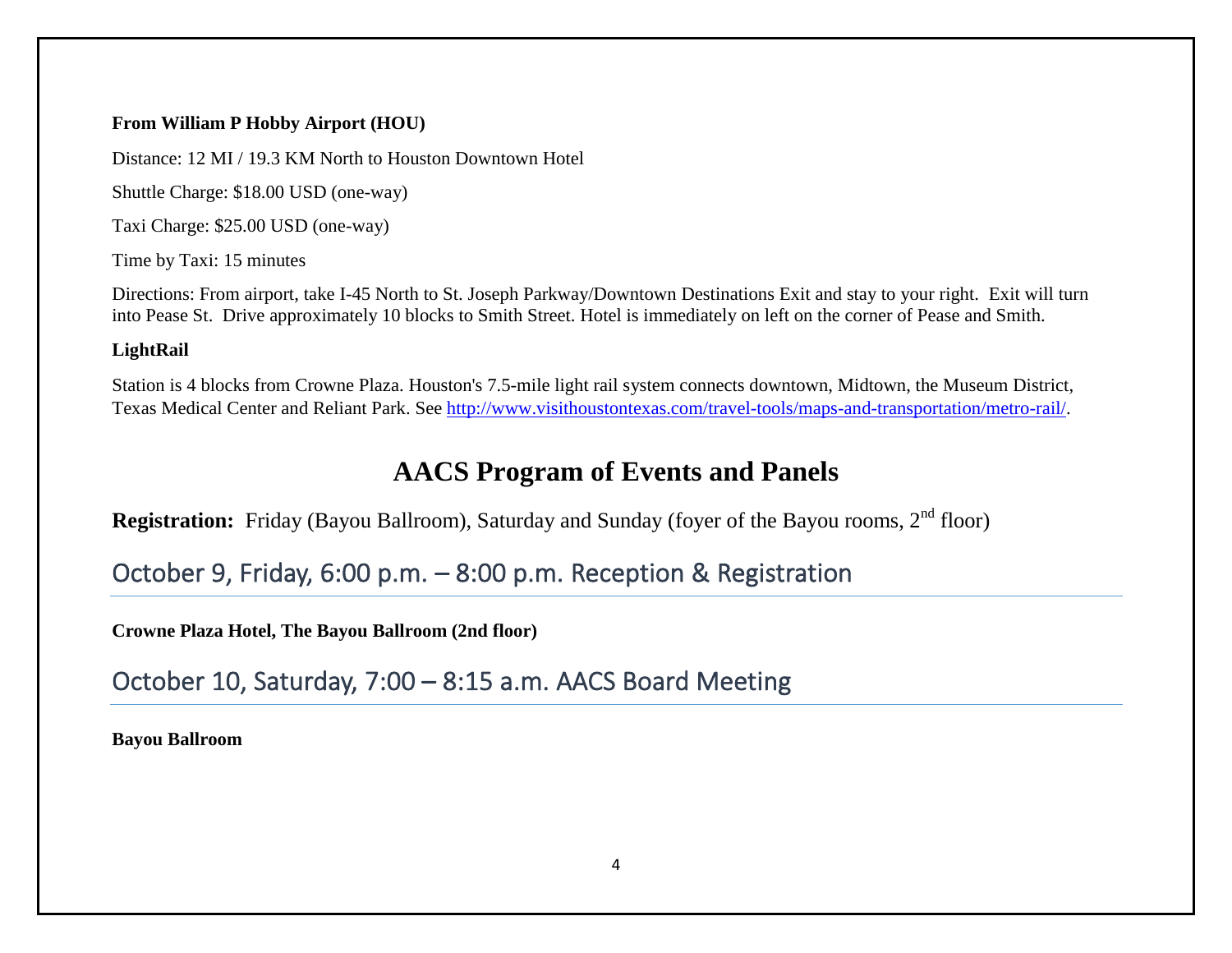**From William P Hobby Airport (HOU)**

Distance: 12 MI / 19.3 KM North to Houston Downtown Hotel

Shuttle Charge: $18.00 USD (one-way)

Taxi Charge: $25.00 USD (one-way)

Time by Taxi: 15 minutes

Directions: From airport, take I-45 North to St. Joseph Parkway/Downtown Destinations Exit and stay to your right. Exit will turn into Pease St. Drive approximately 10 blocks to Smith Street. Hotel is immediately on left on the corner of Pease and Smith.

**LightRail**

Station is 4 blocks from Crowne Plaza. Houston's 7.5-mile light rail system connects downtown, Midtown, the Museum District, Texas Medical Center and Reliant Park. See [http://www.visithoustontexas.com/travel-tools/maps-and-transportation/metro-rail/](http://www.visithoustontexas.com/travel-tools/maps-and-transportation/metro-rail/).

# AACS Program of Events and Panels

**Registration:** Friday (Bayou Ballroom), Saturday and Sunday (foyer of the Bayou rooms, 2nd floor)

## October 9, Friday, 6:00 p.m. – 8:00 p.m. Reception & Registration

**Crowne Plaza Hotel, The Bayou Ballroom (2nd floor)**

## October 10, Saturday, 7:00 – 8:15 a.m. AACS Board Meeting

**Bayou Ballroom**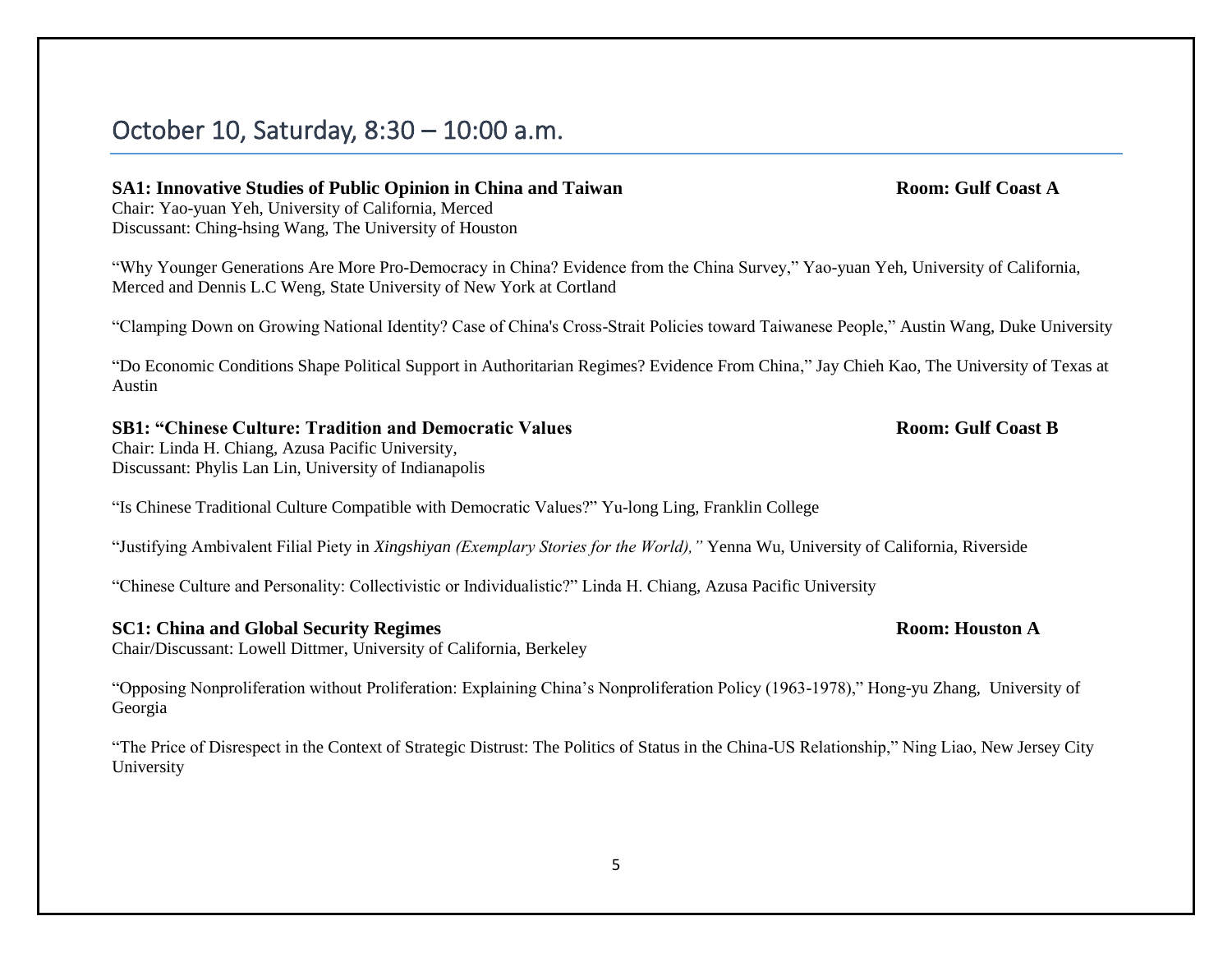## October 10, Saturday, 8:30 – 10:00 a.m.

**SA1: Innovative Studies of Public Opinion in China and Taiwan** **Room: Gulf Coast A**
Chair: Yao-yuan Yeh, University of California, Merced
Discussant: Ching-hsing Wang, The University of Houston

"Why Younger Generations Are More Pro-Democracy in China? Evidence from the China Survey," Yao-yuan Yeh, University of California, Merced and Dennis L.C Weng, State University of New York at Cortland

"Clamping Down on Growing National Identity? Case of China's Cross-Strait Policies toward Taiwanese People," Austin Wang, Duke University

"Do Economic Conditions Shape Political Support in Authoritarian Regimes? Evidence From China," Jay Chieh Kao, The University of Texas at Austin

**SB1: "Chinese Culture: Tradition and Democratic Values** **Room: Gulf Coast B**
Chair: Linda H. Chiang, Azusa Pacific University,
Discussant: Phylis Lan Lin, University of Indianapolis

"Is Chinese Traditional Culture Compatible with Democratic Values?" Yu-long Ling, Franklin College

"Justifying Ambivalent Filial Piety in *Xingshiyan (Exemplary Stories for the World),"* Yenna Wu, University of California, Riverside

"Chinese Culture and Personality: Collectivistic or Individualistic?" Linda H. Chiang, Azusa Pacific University

**SC1: China and Global Security Regimes** **Room: Houston A**
Chair/Discussant: Lowell Dittmer, University of California, Berkeley

"Opposing Nonproliferation without Proliferation: Explaining China's Nonproliferation Policy (1963-1978)," Hong-yu Zhang, University of Georgia

"The Price of Disrespect in the Context of Strategic Distrust: The Politics of Status in the China-US Relationship," Ning Liao, New Jersey City University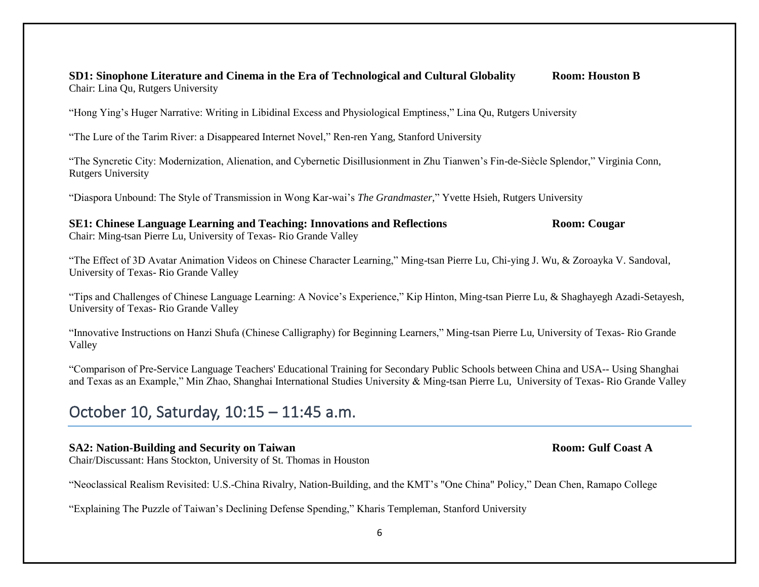**SD1: Sinophone Literature and Cinema in the Era of Technological and Cultural Globality** **Room: Houston B**
Chair: Lina Qu, Rutgers University

"Hong Ying's Huger Narrative: Writing in Libidinal Excess and Physiological Emptiness," Lina Qu, Rutgers University

"The Lure of the Tarim River: a Disappeared Internet Novel," Ren-ren Yang, Stanford University

"The Syncretic City: Modernization, Alienation, and Cybernetic Disillusionment in Zhu Tianwen's Fin-de-Siècle Splendor," Virginia Conn, Rutgers University

"Diaspora Unbound: The Style of Transmission in Wong Kar-wai's *The Grandmaster,*" Yvette Hsieh, Rutgers University

**SE1: Chinese Language Learning and Teaching: Innovations and Reflections** **Room: Cougar**
Chair: Ming-tsan Pierre Lu, University of Texas- Rio Grande Valley

"The Effect of 3D Avatar Animation Videos on Chinese Character Learning," Ming-tsan Pierre Lu, Chi-ying J. Wu, & Zoroayka V. Sandoval, University of Texas- Rio Grande Valley

"Tips and Challenges of Chinese Language Learning: A Novice's Experience," Kip Hinton, Ming-tsan Pierre Lu, & Shaghayegh Azadi-Setayesh, University of Texas- Rio Grande Valley

"Innovative Instructions on Hanzi Shufa (Chinese Calligraphy) for Beginning Learners," Ming-tsan Pierre Lu, University of Texas- Rio Grande Valley

"Comparison of Pre-Service Language Teachers' Educational Training for Secondary Public Schools between China and USA-- Using Shanghai and Texas as an Example," Min Zhao, Shanghai International Studies University & Ming-tsan Pierre Lu, University of Texas- Rio Grande Valley

## October 10, Saturday, 10:15 – 11:45 a.m.

**SA2: Nation-Building and Security on Taiwan** **Room: Gulf Coast A**
Chair/Discussant: Hans Stockton, University of St. Thomas in Houston

"Neoclassical Realism Revisited: U.S.-China Rivalry, Nation-Building, and the KMT's "One China" Policy," Dean Chen, Ramapo College

"Explaining The Puzzle of Taiwan's Declining Defense Spending," Kharis Templeman, Stanford University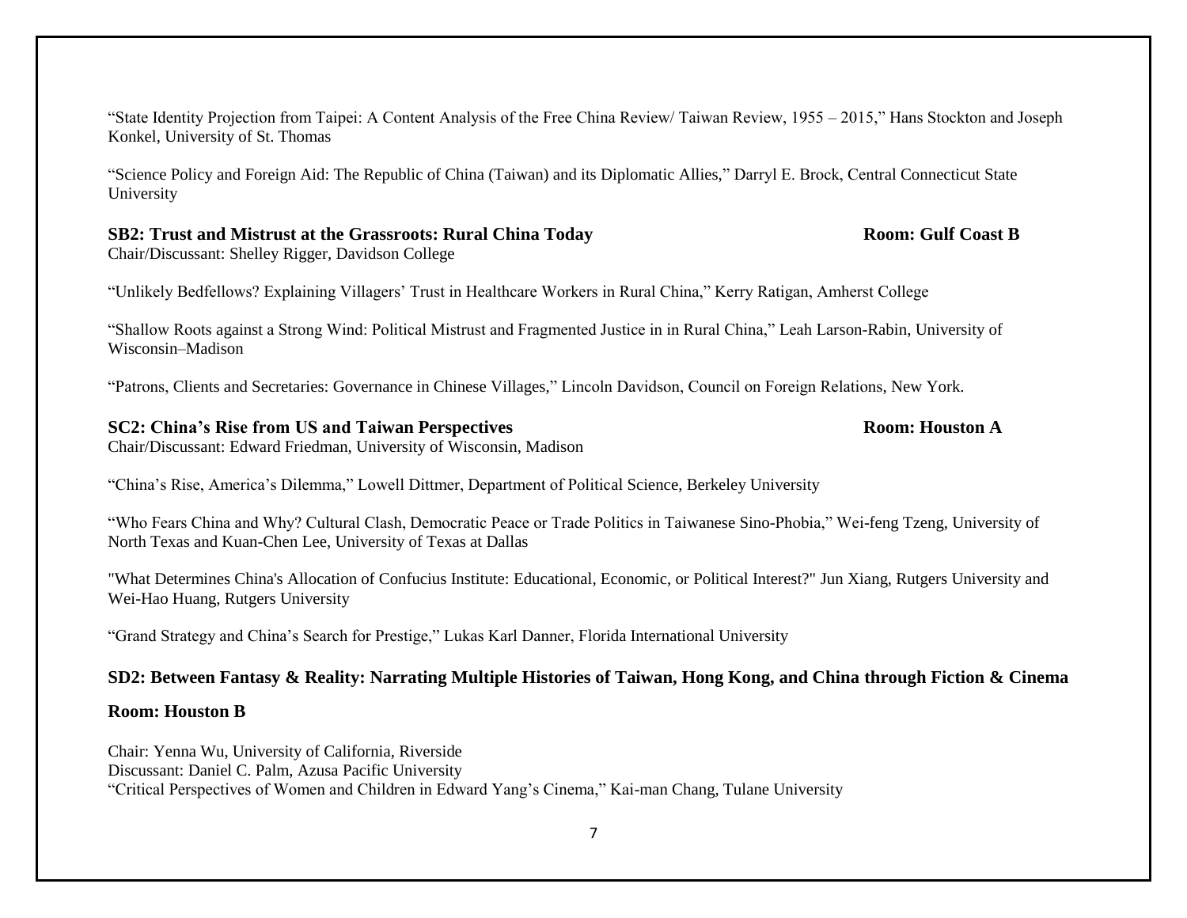"State Identity Projection from Taipei: A Content Analysis of the Free China Review/ Taiwan Review, 1955 – 2015," Hans Stockton and Joseph Konkel, University of St. Thomas

"Science Policy and Foreign Aid: The Republic of China (Taiwan) and its Diplomatic Allies," Darryl E. Brock, Central Connecticut State University

**SB2: Trust and Mistrust at the Grassroots: Rural China Today** **Room: Gulf Coast B**

Chair/Discussant: Shelley Rigger, Davidson College

"Unlikely Bedfellows? Explaining Villagers' Trust in Healthcare Workers in Rural China," Kerry Ratigan, Amherst College

"Shallow Roots against a Strong Wind: Political Mistrust and Fragmented Justice in in Rural China," Leah Larson-Rabin, University of Wisconsin–Madison

"Patrons, Clients and Secretaries: Governance in Chinese Villages," Lincoln Davidson, Council on Foreign Relations, New York.

**SC2: China's Rise from US and Taiwan Perspectives** **Room: Houston A**

Chair/Discussant: Edward Friedman, University of Wisconsin, Madison

"China's Rise, America's Dilemma," Lowell Dittmer, Department of Political Science, Berkeley University

"Who Fears China and Why? Cultural Clash, Democratic Peace or Trade Politics in Taiwanese Sino-Phobia," Wei-feng Tzeng, University of North Texas and Kuan-Chen Lee, University of Texas at Dallas

"What Determines China's Allocation of Confucius Institute: Educational, Economic, or Political Interest?" Jun Xiang, Rutgers University and Wei-Hao Huang, Rutgers University

"Grand Strategy and China's Search for Prestige," Lukas Karl Danner, Florida International University

**SD2: Between Fantasy & Reality: Narrating Multiple Histories of Taiwan, Hong Kong, and China through Fiction & Cinema**

**Room: Houston B**

Chair: Yenna Wu, University of California, Riverside
Discussant: Daniel C. Palm, Azusa Pacific University
"Critical Perspectives of Women and Children in Edward Yang's Cinema," Kai-man Chang, Tulane University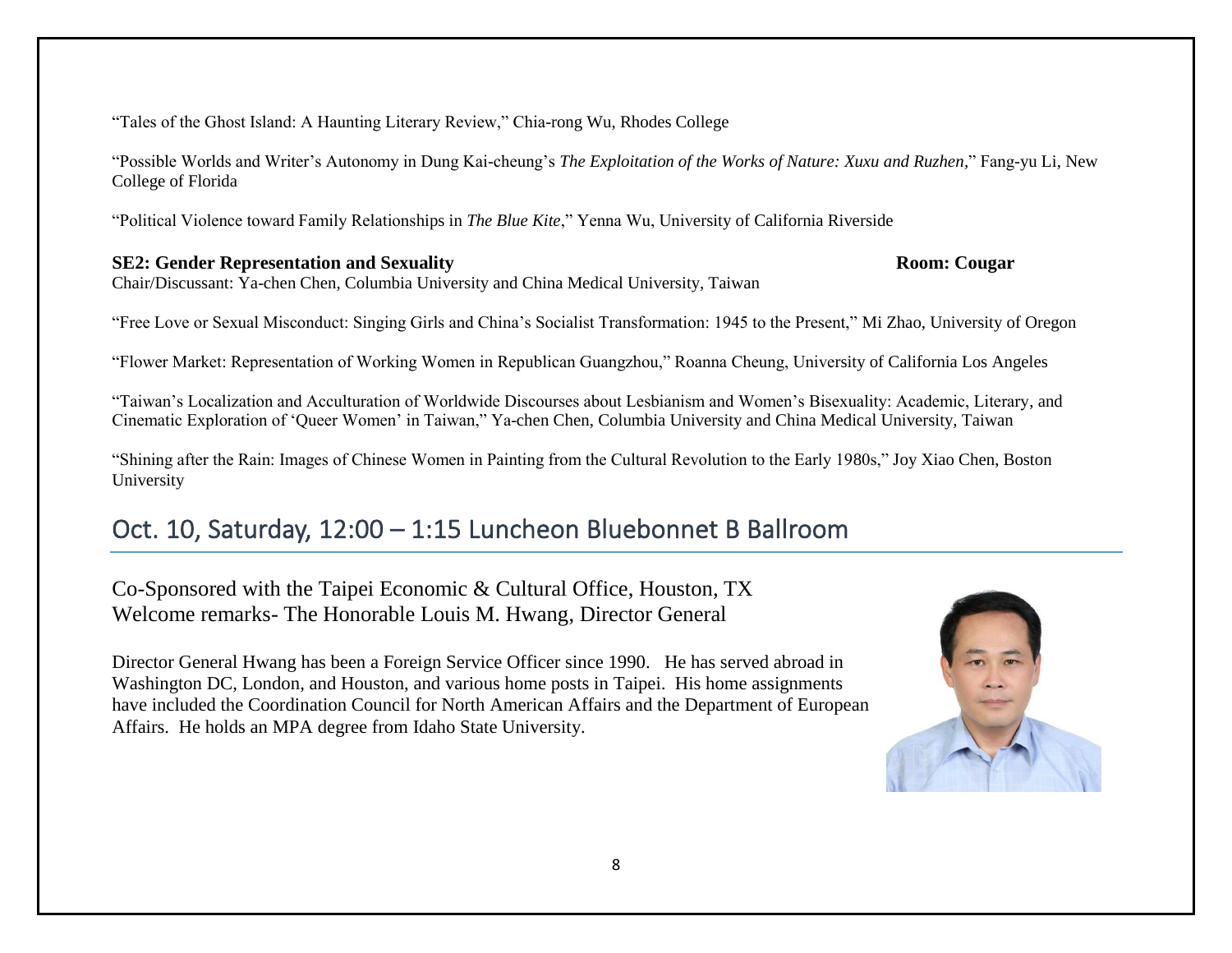"Tales of the Ghost Island: A Haunting Literary Review," Chia-rong Wu, Rhodes College

"Possible Worlds and Writer's Autonomy in Dung Kai-cheung's *The Exploitation of the Works of Nature: Xuxu and Ruzhen*," Fang-yu Li, New College of Florida

"Political Violence toward Family Relationships in *The Blue Kite*," Yenna Wu, University of California Riverside

**SE2: Gender Representation and Sexuality** **Room: Cougar**
Chair/Discussant: Ya-chen Chen, Columbia University and China Medical University, Taiwan

"Free Love or Sexual Misconduct: Singing Girls and China's Socialist Transformation: 1945 to the Present," Mi Zhao, University of Oregon

"Flower Market: Representation of Working Women in Republican Guangzhou," Roanna Cheung, University of California Los Angeles

"Taiwan's Localization and Acculturation of Worldwide Discourses about Lesbianism and Women's Bisexuality: Academic, Literary, and Cinematic Exploration of 'Queer Women' in Taiwan," Ya-chen Chen, Columbia University and China Medical University, Taiwan

"Shining after the Rain: Images of Chinese Women in Painting from the Cultural Revolution to the Early 1980s," Joy Xiao Chen, Boston University

## Oct. 10, Saturday, 12:00 – 1:15 Luncheon Bluebonnet B Ballroom

Co-Sponsored with the Taipei Economic & Cultural Office, Houston, TX
Welcome remarks- The Honorable Louis M. Hwang, Director General

Director General Hwang has been a Foreign Service Officer since 1990. He has served abroad in Washington DC, London, and Houston, and various home posts in Taipei. His home assignments have included the Coordination Council for North American Affairs and the Department of European Affairs. He holds an MPA degree from Idaho State University.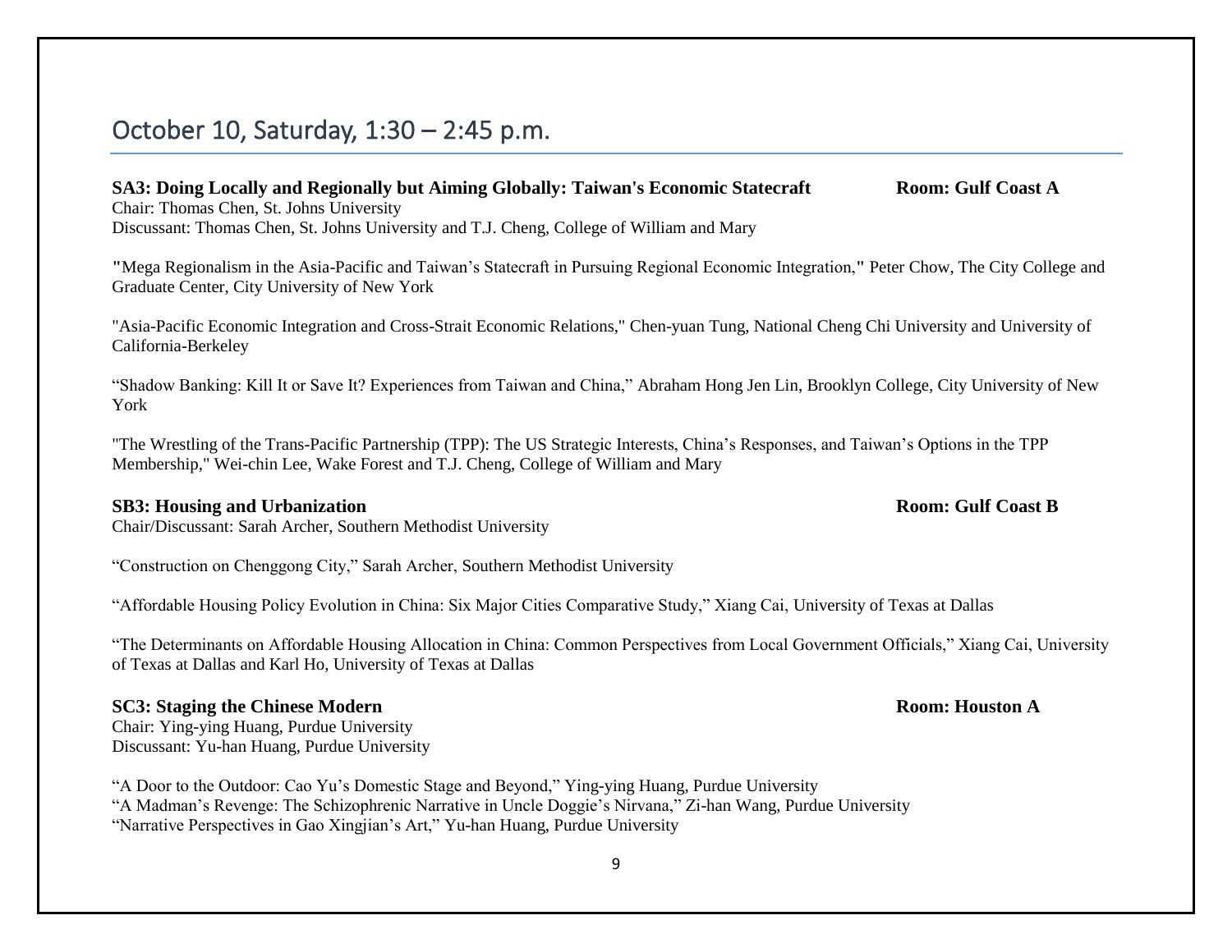## October 10, Saturday, 1:30 – 2:45 p.m.

**SA3: Doing Locally and Regionally but Aiming Globally: Taiwan's Economic Statecraft** **Room: Gulf Coast A**
Chair: Thomas Chen, St. Johns University
Discussant: Thomas Chen, St. Johns University and T.J. Cheng, College of William and Mary

"Mega Regionalism in the Asia-Pacific and Taiwan's Statecraft in Pursuing Regional Economic Integration," Peter Chow, The City College and Graduate Center, City University of New York

"Asia-Pacific Economic Integration and Cross-Strait Economic Relations," Chen-yuan Tung, National Cheng Chi University and University of California-Berkeley

"Shadow Banking: Kill It or Save It? Experiences from Taiwan and China," Abraham Hong Jen Lin, Brooklyn College, City University of New York

"The Wrestling of the Trans-Pacific Partnership (TPP): The US Strategic Interests, China's Responses, and Taiwan's Options in the TPP Membership," Wei-chin Lee, Wake Forest and T.J. Cheng, College of William and Mary

**SB3: Housing and Urbanization** **Room: Gulf Coast B**
Chair/Discussant: Sarah Archer, Southern Methodist University

"Construction on Chenggong City," Sarah Archer, Southern Methodist University

"Affordable Housing Policy Evolution in China: Six Major Cities Comparative Study," Xiang Cai, University of Texas at Dallas

"The Determinants on Affordable Housing Allocation in China: Common Perspectives from Local Government Officials," Xiang Cai, University of Texas at Dallas and Karl Ho, University of Texas at Dallas

**SC3: Staging the Chinese Modern** **Room: Houston A**
Chair: Ying-ying Huang, Purdue University
Discussant: Yu-han Huang, Purdue University

"A Door to the Outdoor: Cao Yu's Domestic Stage and Beyond," Ying-ying Huang, Purdue University
"A Madman's Revenge: The Schizophrenic Narrative in Uncle Doggie's Nirvana," Zi-han Wang, Purdue University
"Narrative Perspectives in Gao Xingjian's Art," Yu-han Huang, Purdue University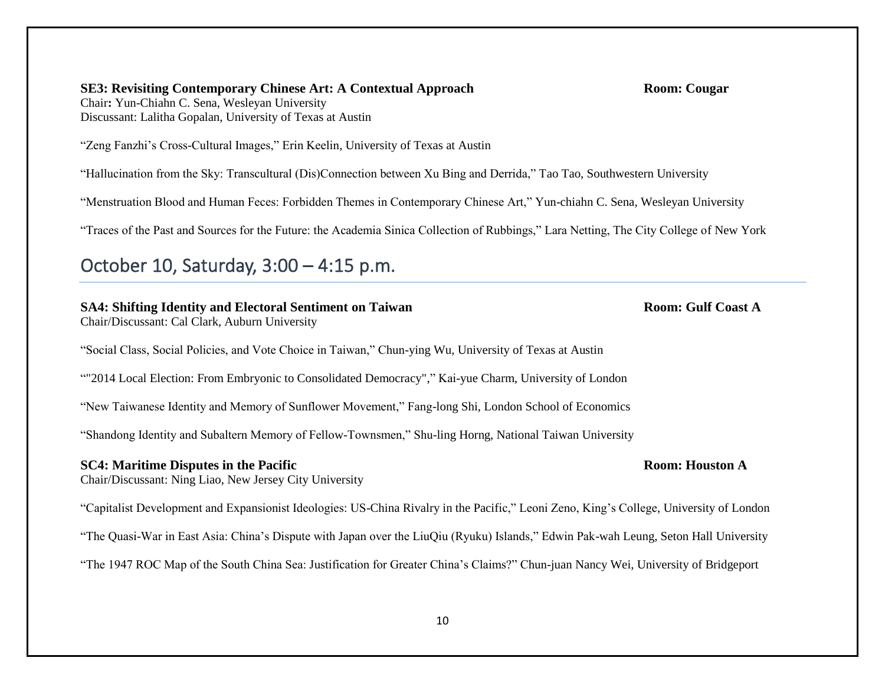**SE3: Revisiting Contemporary Chinese Art: A Contextual Approach** **Room: Cougar**
Chair**:** Yun-Chiahn C. Sena, Wesleyan University
Discussant: Lalitha Gopalan, University of Texas at Austin

"Zeng Fanzhi's Cross-Cultural Images," Erin Keelin, University of Texas at Austin

"Hallucination from the Sky: Transcultural (Dis)Connection between Xu Bing and Derrida," Tao Tao, Southwestern University

"Menstruation Blood and Human Feces: Forbidden Themes in Contemporary Chinese Art," Yun-chiahn C. Sena, Wesleyan University

"Traces of the Past and Sources for the Future: the Academia Sinica Collection of Rubbings," Lara Netting, The City College of New York

## October 10, Saturday, 3:00 – 4:15 p.m.

**SA4: Shifting Identity and Electoral Sentiment on Taiwan** **Room: Gulf Coast A**
Chair/Discussant: Cal Clark, Auburn University

"Social Class, Social Policies, and Vote Choice in Taiwan," Chun-ying Wu, University of Texas at Austin

""2014 Local Election: From Embryonic to Consolidated Democracy"," Kai-yue Charm, University of London

"New Taiwanese Identity and Memory of Sunflower Movement," Fang-long Shi, London School of Economics

"Shandong Identity and Subaltern Memory of Fellow-Townsmen," Shu-ling Horng, National Taiwan University

**SC4: Maritime Disputes in the Pacific** **Room: Houston A**
Chair/Discussant: Ning Liao, New Jersey City University

"Capitalist Development and Expansionist Ideologies: US-China Rivalry in the Pacific," Leoni Zeno, King's College, University of London

"The Quasi-War in East Asia: China's Dispute with Japan over the LiuQiu (Ryuku) Islands," Edwin Pak-wah Leung, Seton Hall University

"The 1947 ROC Map of the South China Sea: Justification for Greater China's Claims?" Chun-juan Nancy Wei, University of Bridgeport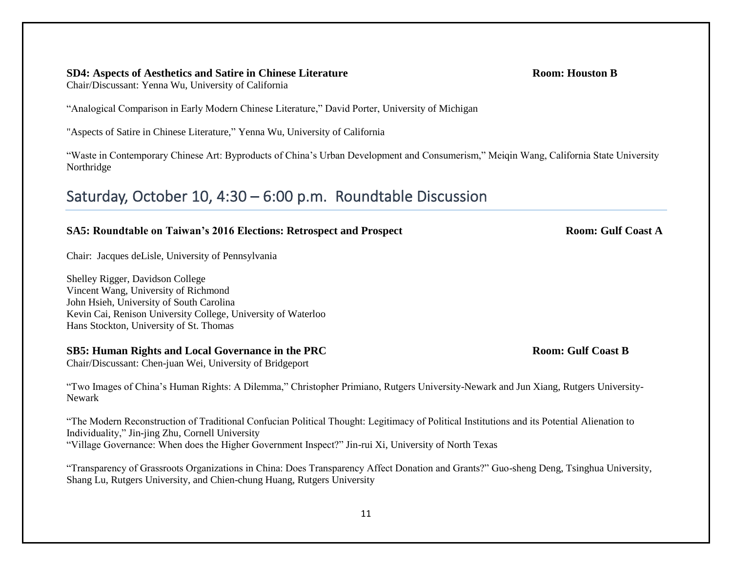**SD4: Aspects of Aesthetics and Satire in Chinese Literature** **Room: Houston B**

Chair/Discussant: Yenna Wu, University of California

"Analogical Comparison in Early Modern Chinese Literature," David Porter, University of Michigan

"Aspects of Satire in Chinese Literature," Yenna Wu, University of California

"Waste in Contemporary Chinese Art: Byproducts of China's Urban Development and Consumerism," Meiqin Wang, California State University Northridge

## Saturday, October 10, 4:30 – 6:00 p.m. Roundtable Discussion

**SA5: Roundtable on Taiwan's 2016 Elections: Retrospect and Prospect** **Room: Gulf Coast A**

Chair: Jacques deLisle, University of Pennsylvania

Shelley Rigger, Davidson College
Vincent Wang, University of Richmond
John Hsieh, University of South Carolina
Kevin Cai, Renison University College, University of Waterloo
Hans Stockton, University of St. Thomas

**SB5: Human Rights and Local Governance in the PRC** **Room: Gulf Coast B**

Chair/Discussant: Chen-juan Wei, University of Bridgeport

"Two Images of China's Human Rights: A Dilemma," Christopher Primiano, Rutgers University-Newark and Jun Xiang, Rutgers University-Newark

"The Modern Reconstruction of Traditional Confucian Political Thought: Legitimacy of Political Institutions and its Potential Alienation to Individuality," Jin-jing Zhu, Cornell University

"Village Governance: When does the Higher Government Inspect?" Jin-rui Xi, University of North Texas

"Transparency of Grassroots Organizations in China: Does Transparency Affect Donation and Grants?" Guo-sheng Deng, Tsinghua University, Shang Lu, Rutgers University, and Chien-chung Huang, Rutgers University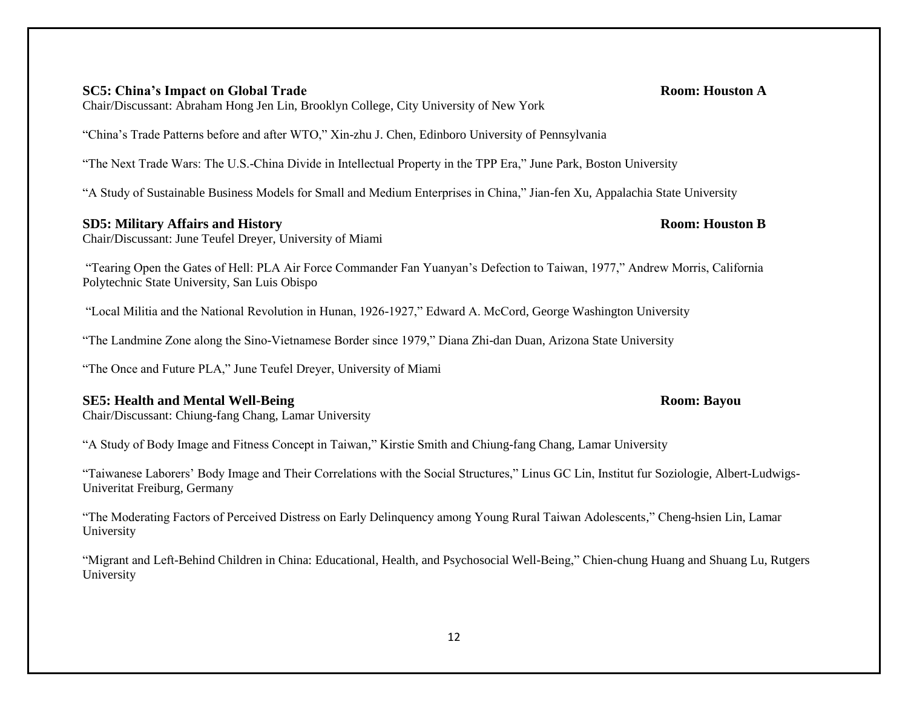### SC5: China's Impact on Global Trade — Room: Houston A

Chair/Discussant: Abraham Hong Jen Lin, Brooklyn College, City University of New York

"China's Trade Patterns before and after WTO," Xin-zhu J. Chen, Edinboro University of Pennsylvania

"The Next Trade Wars: The U.S.-China Divide in Intellectual Property in the TPP Era," June Park, Boston University

"A Study of Sustainable Business Models for Small and Medium Enterprises in China," Jian-fen Xu, Appalachia State University

### SD5: Military Affairs and History — Room: Houston B

Chair/Discussant: June Teufel Dreyer, University of Miami

"Tearing Open the Gates of Hell: PLA Air Force Commander Fan Yuanyan's Defection to Taiwan, 1977," Andrew Morris, California Polytechnic State University, San Luis Obispo

"Local Militia and the National Revolution in Hunan, 1926-1927," Edward A. McCord, George Washington University

"The Landmine Zone along the Sino-Vietnamese Border since 1979," Diana Zhi-dan Duan, Arizona State University

"The Once and Future PLA," June Teufel Dreyer, University of Miami

### SE5: Health and Mental Well-Being — Room: Bayou

Chair/Discussant: Chiung-fang Chang, Lamar University

"A Study of Body Image and Fitness Concept in Taiwan," Kirstie Smith and Chiung-fang Chang, Lamar University

"Taiwanese Laborers' Body Image and Their Correlations with the Social Structures," Linus GC Lin, Institut fur Soziologie, Albert-Ludwigs-Univeritat Freiburg, Germany

"The Moderating Factors of Perceived Distress on Early Delinquency among Young Rural Taiwan Adolescents," Cheng-hsien Lin, Lamar University

"Migrant and Left-Behind Children in China: Educational, Health, and Psychosocial Well-Being," Chien-chung Huang and Shuang Lu, Rutgers University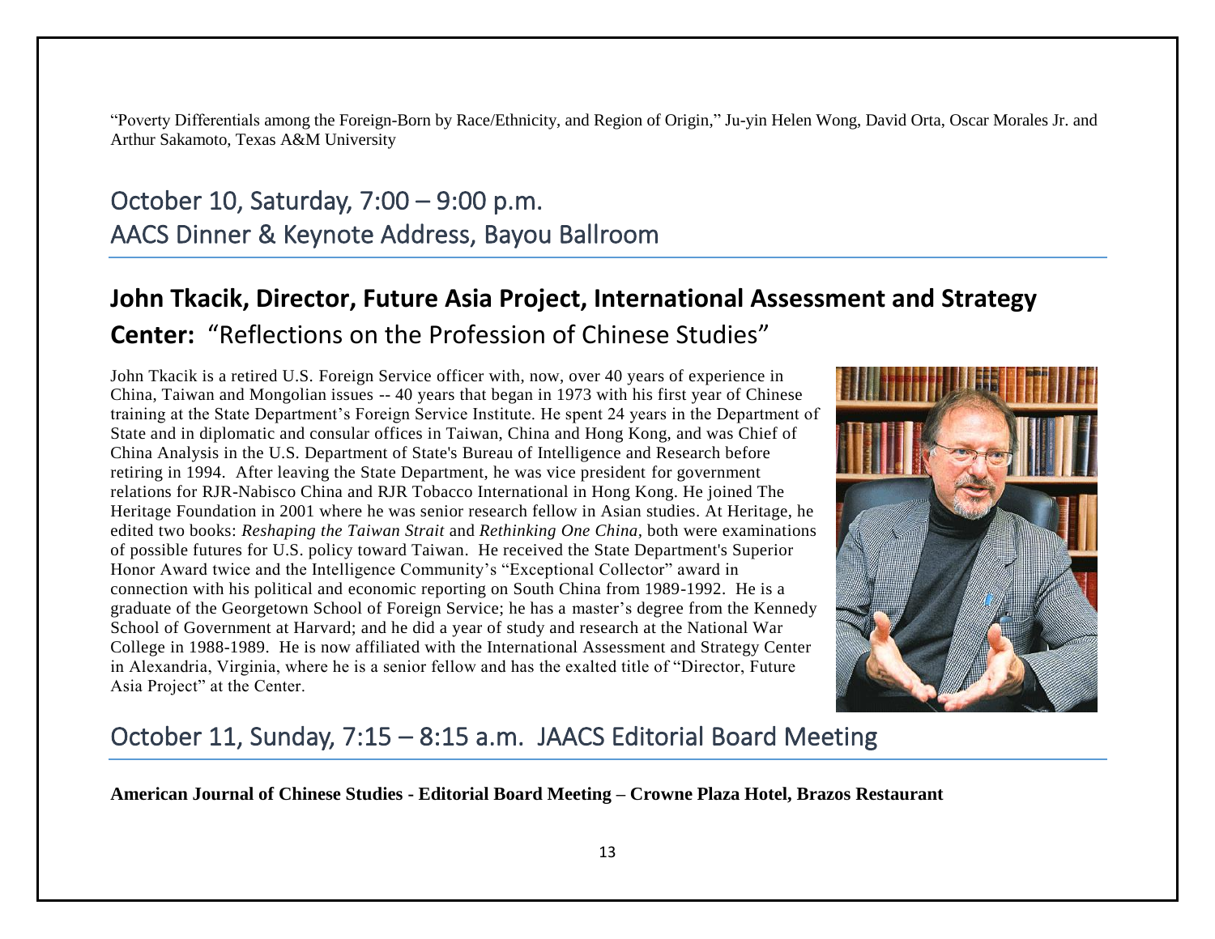"Poverty Differentials among the Foreign-Born by Race/Ethnicity, and Region of Origin," Ju-yin Helen Wong, David Orta, Oscar Morales Jr. and Arthur Sakamoto, Texas A&M University

## October 10, Saturday, 7:00 – 9:00 p.m.
## AACS Dinner & Keynote Address, Bayou Ballroom

### **John Tkacik, Director, Future Asia Project, International Assessment and Strategy Center:** "Reflections on the Profession of Chinese Studies"

John Tkacik is a retired U.S. Foreign Service officer with, now, over 40 years of experience in China, Taiwan and Mongolian issues -- 40 years that began in 1973 with his first year of Chinese training at the State Department's Foreign Service Institute. He spent 24 years in the Department of State and in diplomatic and consular offices in Taiwan, China and Hong Kong, and was Chief of China Analysis in the U.S. Department of State's Bureau of Intelligence and Research before retiring in 1994. After leaving the State Department, he was vice president for government relations for RJR-Nabisco China and RJR Tobacco International in Hong Kong. He joined The Heritage Foundation in 2001 where he was senior research fellow in Asian studies. At Heritage, he edited two books: *Reshaping the Taiwan Strait* and *Rethinking One China*, both were examinations of possible futures for U.S. policy toward Taiwan. He received the State Department's Superior Honor Award twice and the Intelligence Community's "Exceptional Collector" award in connection with his political and economic reporting on South China from 1989-1992. He is a graduate of the Georgetown School of Foreign Service; he has a master's degree from the Kennedy School of Government at Harvard; and he did a year of study and research at the National War College in 1988-1989. He is now affiliated with the International Assessment and Strategy Center in Alexandria, Virginia, where he is a senior fellow and has the exalted title of "Director, Future Asia Project" at the Center.

## October 11, Sunday, 7:15 – 8:15 a.m. JAACS Editorial Board Meeting

**American Journal of Chinese Studies - Editorial Board Meeting – Crowne Plaza Hotel, Brazos Restaurant**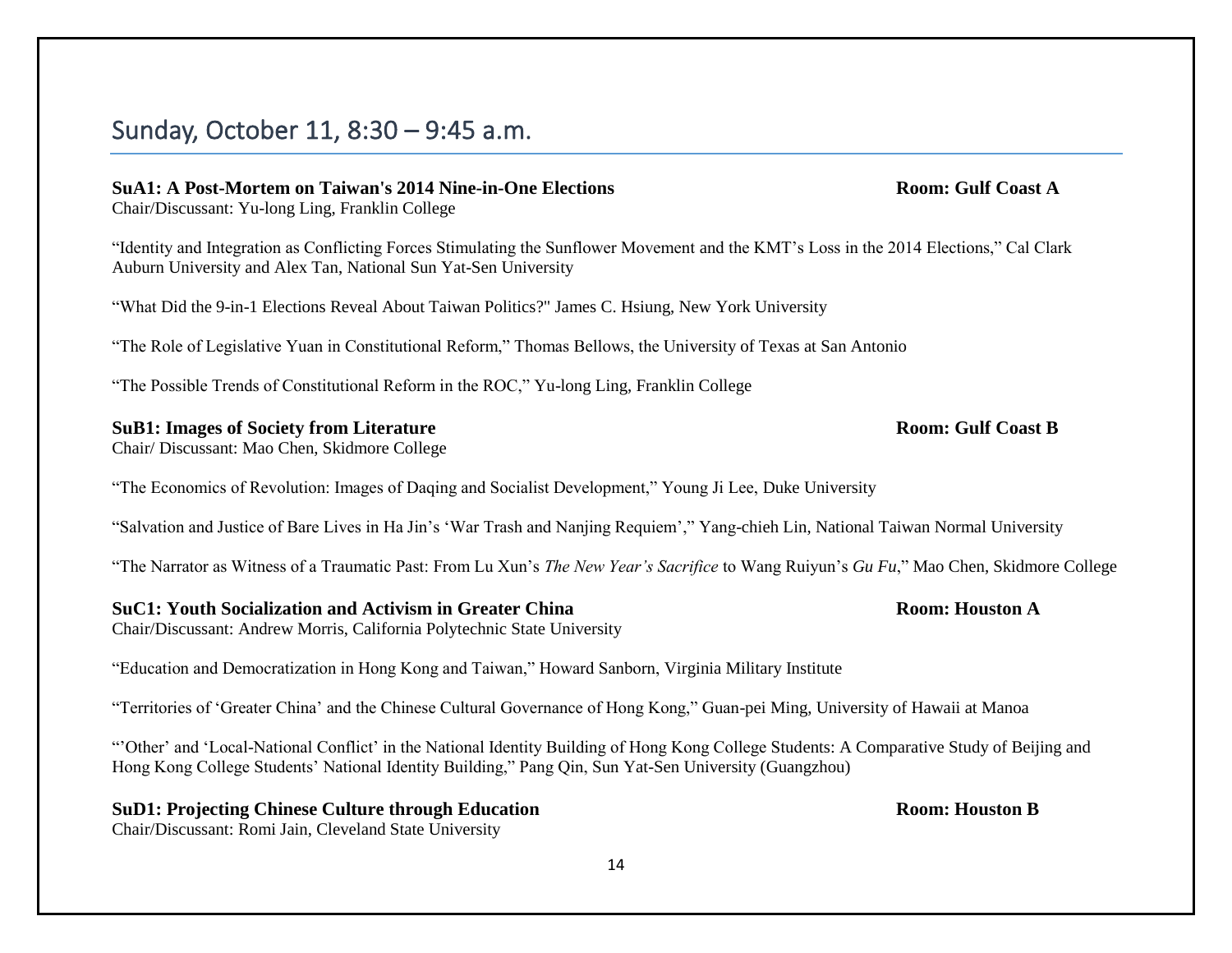## Sunday, October 11, 8:30 – 9:45 a.m.

**SuA1: A Post-Mortem on Taiwan's 2014 Nine-in-One Elections** **Room: Gulf Coast A**
Chair/Discussant: Yu-long Ling, Franklin College

"Identity and Integration as Conflicting Forces Stimulating the Sunflower Movement and the KMT's Loss in the 2014 Elections," Cal Clark Auburn University and Alex Tan, National Sun Yat-Sen University

"What Did the 9-in-1 Elections Reveal About Taiwan Politics?" James C. Hsiung, New York University

"The Role of Legislative Yuan in Constitutional Reform," Thomas Bellows, the University of Texas at San Antonio

"The Possible Trends of Constitutional Reform in the ROC," Yu-long Ling, Franklin College

**SuB1: Images of Society from Literature** **Room: Gulf Coast B**
Chair/ Discussant: Mao Chen, Skidmore College

"The Economics of Revolution: Images of Daqing and Socialist Development," Young Ji Lee, Duke University

"Salvation and Justice of Bare Lives in Ha Jin's 'War Trash and Nanjing Requiem'," Yang-chieh Lin, National Taiwan Normal University

"The Narrator as Witness of a Traumatic Past: From Lu Xun's *The New Year's Sacrifice* to Wang Ruiyun's *Gu Fu*," Mao Chen, Skidmore College

**SuC1: Youth Socialization and Activism in Greater China** **Room: Houston A**
Chair/Discussant: Andrew Morris, California Polytechnic State University

"Education and Democratization in Hong Kong and Taiwan," Howard Sanborn, Virginia Military Institute

"Territories of 'Greater China' and the Chinese Cultural Governance of Hong Kong," Guan-pei Ming, University of Hawaii at Manoa

"'Other' and 'Local-National Conflict' in the National Identity Building of Hong Kong College Students: A Comparative Study of Beijing and Hong Kong College Students' National Identity Building," Pang Qin, Sun Yat-Sen University (Guangzhou)

**SuD1: Projecting Chinese Culture through Education** **Room: Houston B**
Chair/Discussant: Romi Jain, Cleveland State University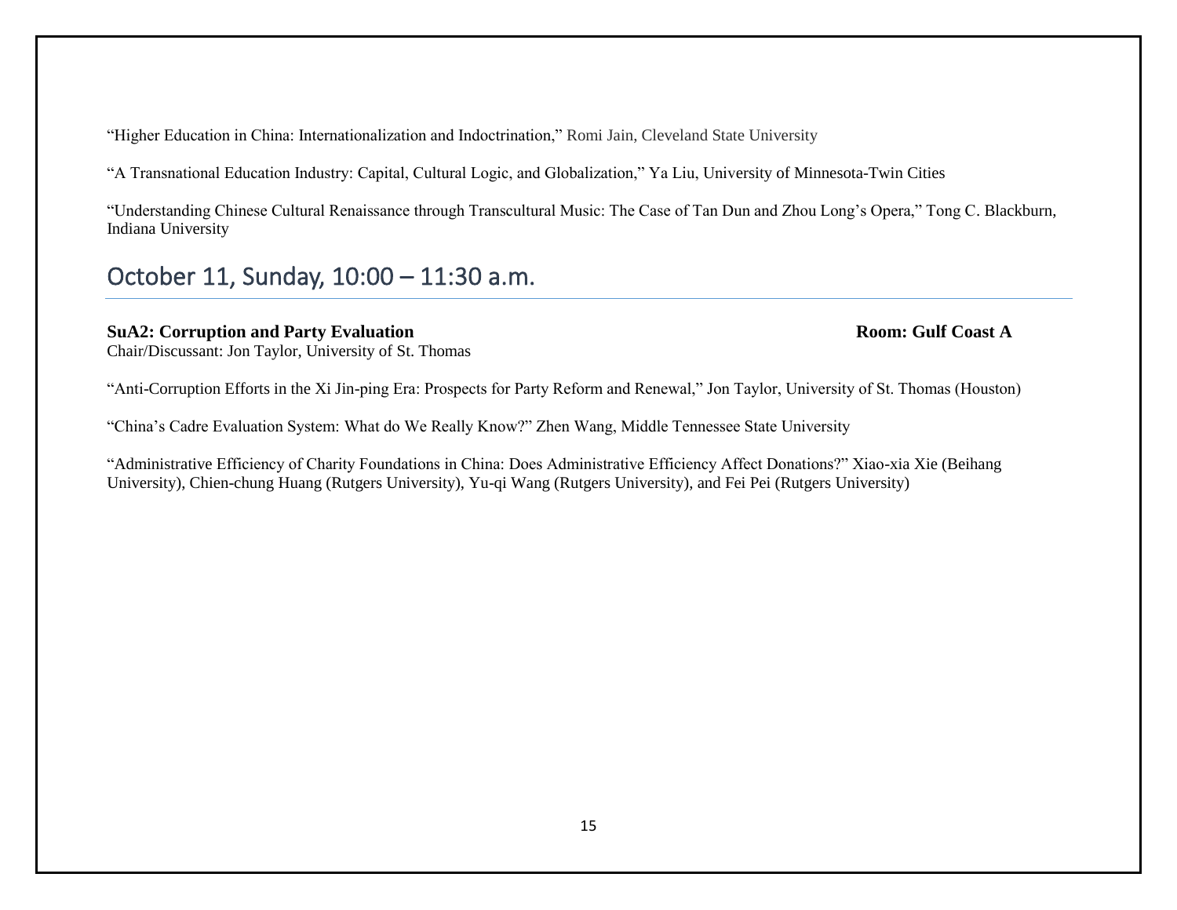"Higher Education in China: Internationalization and Indoctrination," Romi Jain, Cleveland State University

"A Transnational Education Industry: Capital, Cultural Logic, and Globalization," Ya Liu, University of Minnesota-Twin Cities

"Understanding Chinese Cultural Renaissance through Transcultural Music: The Case of Tan Dun and Zhou Long's Opera," Tong C. Blackburn, Indiana University

## October 11, Sunday, 10:00 – 11:30 a.m.

**SuA2: Corruption and Party Evaluation** **Room: Gulf Coast A**

Chair/Discussant: Jon Taylor, University of St. Thomas

"Anti-Corruption Efforts in the Xi Jin-ping Era: Prospects for Party Reform and Renewal," Jon Taylor, University of St. Thomas (Houston)

"China's Cadre Evaluation System: What do We Really Know?" Zhen Wang, Middle Tennessee State University

"Administrative Efficiency of Charity Foundations in China: Does Administrative Efficiency Affect Donations?" Xiao-xia Xie (Beihang University), Chien-chung Huang (Rutgers University), Yu-qi Wang (Rutgers University), and Fei Pei (Rutgers University)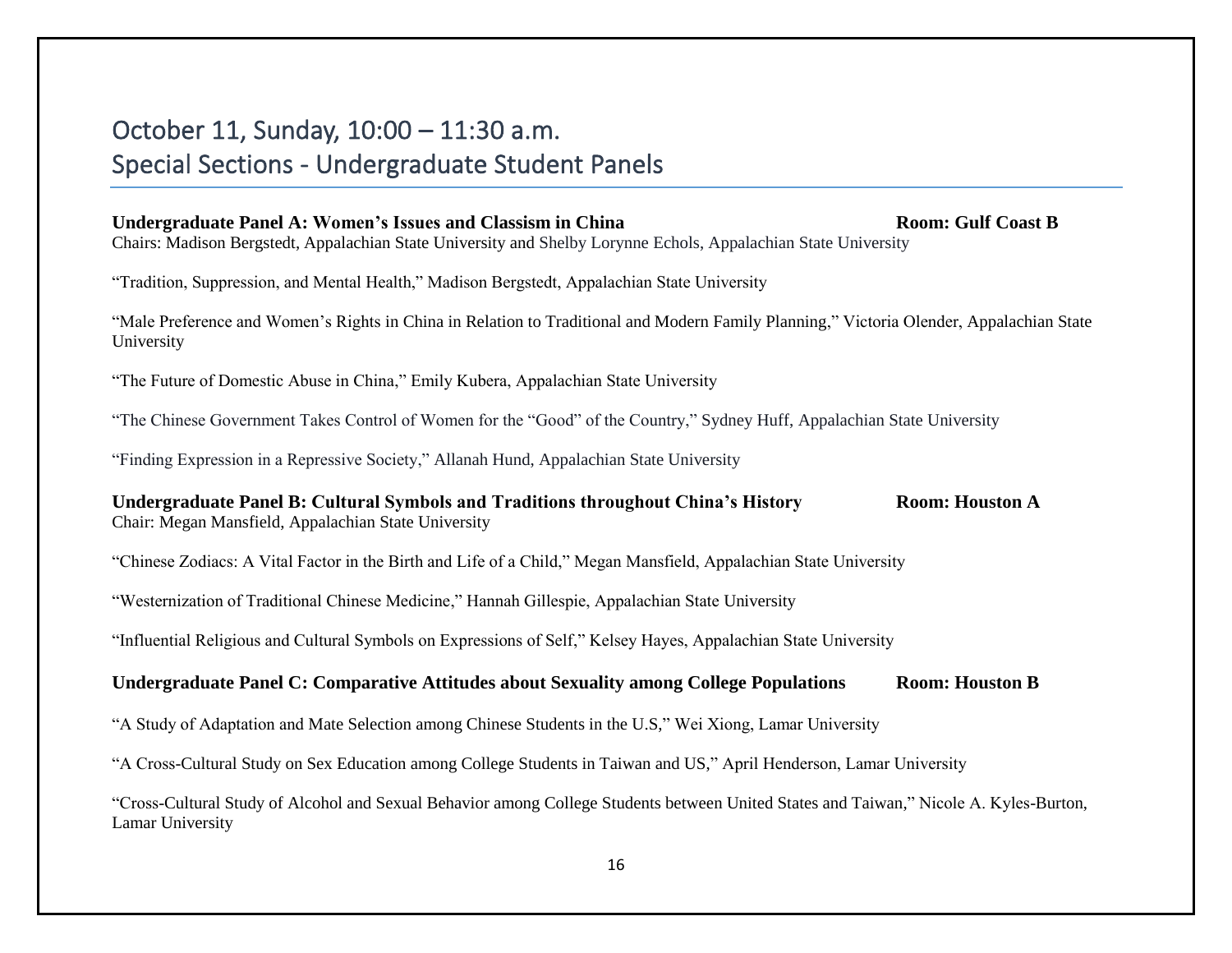# October 11, Sunday, 10:00 – 11:30 a.m.
## Special Sections - Undergraduate Student Panels

**Undergraduate Panel A: Women's Issues and Classism in China** **Room: Gulf Coast B**
Chairs: Madison Bergstedt, Appalachian State University and Shelby Lorynne Echols, Appalachian State University

"Tradition, Suppression, and Mental Health," Madison Bergstedt, Appalachian State University

"Male Preference and Women's Rights in China in Relation to Traditional and Modern Family Planning," Victoria Olender, Appalachian State University

"The Future of Domestic Abuse in China," Emily Kubera, Appalachian State University

"The Chinese Government Takes Control of Women for the "Good" of the Country," Sydney Huff, Appalachian State University

"Finding Expression in a Repressive Society," Allanah Hund, Appalachian State University

**Undergraduate Panel B: Cultural Symbols and Traditions throughout China's History** **Room: Houston A**
Chair: Megan Mansfield, Appalachian State University

"Chinese Zodiacs: A Vital Factor in the Birth and Life of a Child," Megan Mansfield, Appalachian State University

"Westernization of Traditional Chinese Medicine," Hannah Gillespie, Appalachian State University

"Influential Religious and Cultural Symbols on Expressions of Self," Kelsey Hayes, Appalachian State University

**Undergraduate Panel C: Comparative Attitudes about Sexuality among College Populations** **Room: Houston B**

"A Study of Adaptation and Mate Selection among Chinese Students in the U.S," Wei Xiong, Lamar University

"A Cross-Cultural Study on Sex Education among College Students in Taiwan and US," April Henderson, Lamar University

"Cross-Cultural Study of Alcohol and Sexual Behavior among College Students between United States and Taiwan," Nicole A. Kyles-Burton, Lamar University